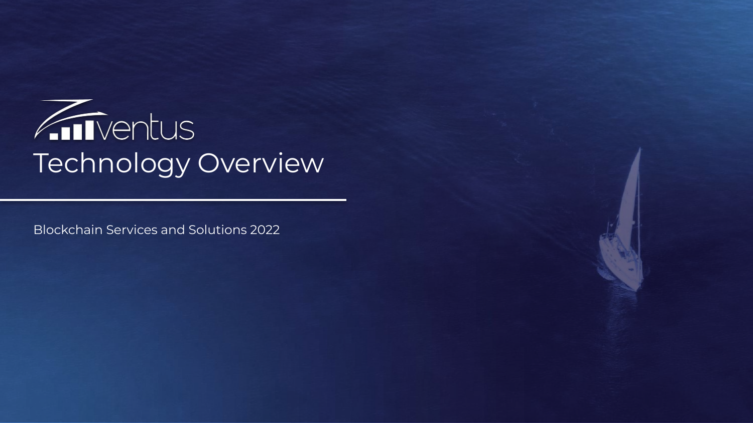# ventus

# Technology Overview

Blockchain Services and Solutions 2022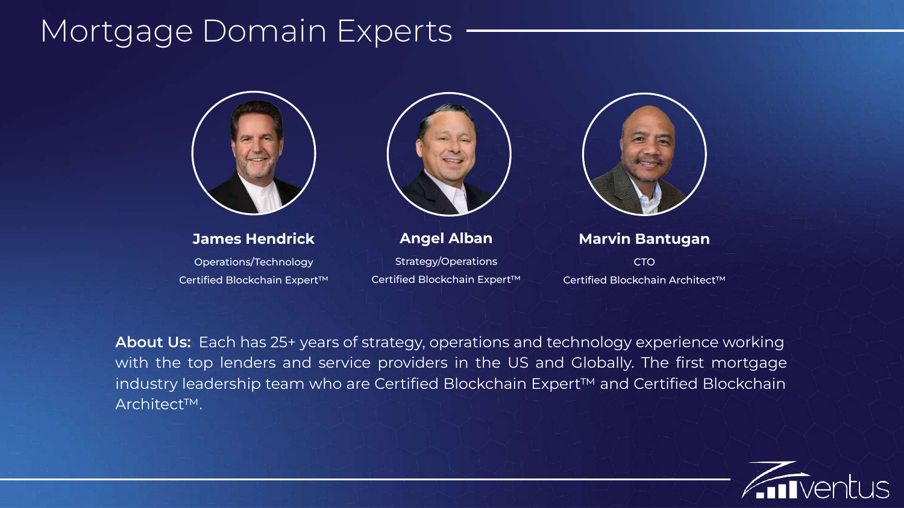# Mortgage Domain Experts

**James Hendrick**
Operations/Technology
Certified Blockchain Expert™

**Angel Alban**
Strategy/Operations
Certified Blockchain Expert™

**Marvin Bantugan**
CTO
Certified Blockchain Architect™

**About Us:** Each has 25+ years of strategy, operations and technology experience working with the top lenders and service providers in the US and Globally. The first mortgage industry leadership team who are Certified Blockchain Expert™ and Certified Blockchain Architect™.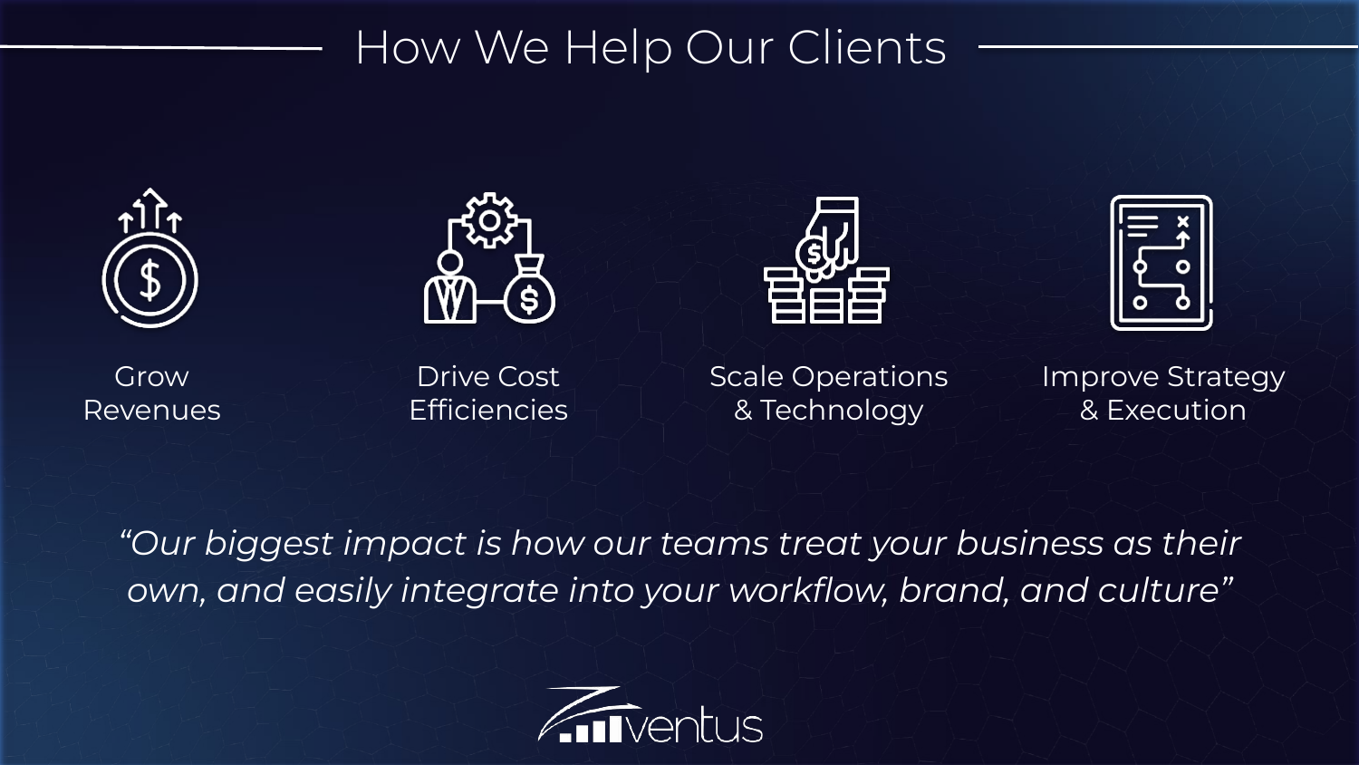# How We Help Our Clients

- Grow Revenues
- Drive Cost Efficiencies
- Scale Operations & Technology
- Improve Strategy & Execution

*"Our biggest impact is how our teams treat your business as their own, and easily integrate into your workflow, brand, and culture"*

ventus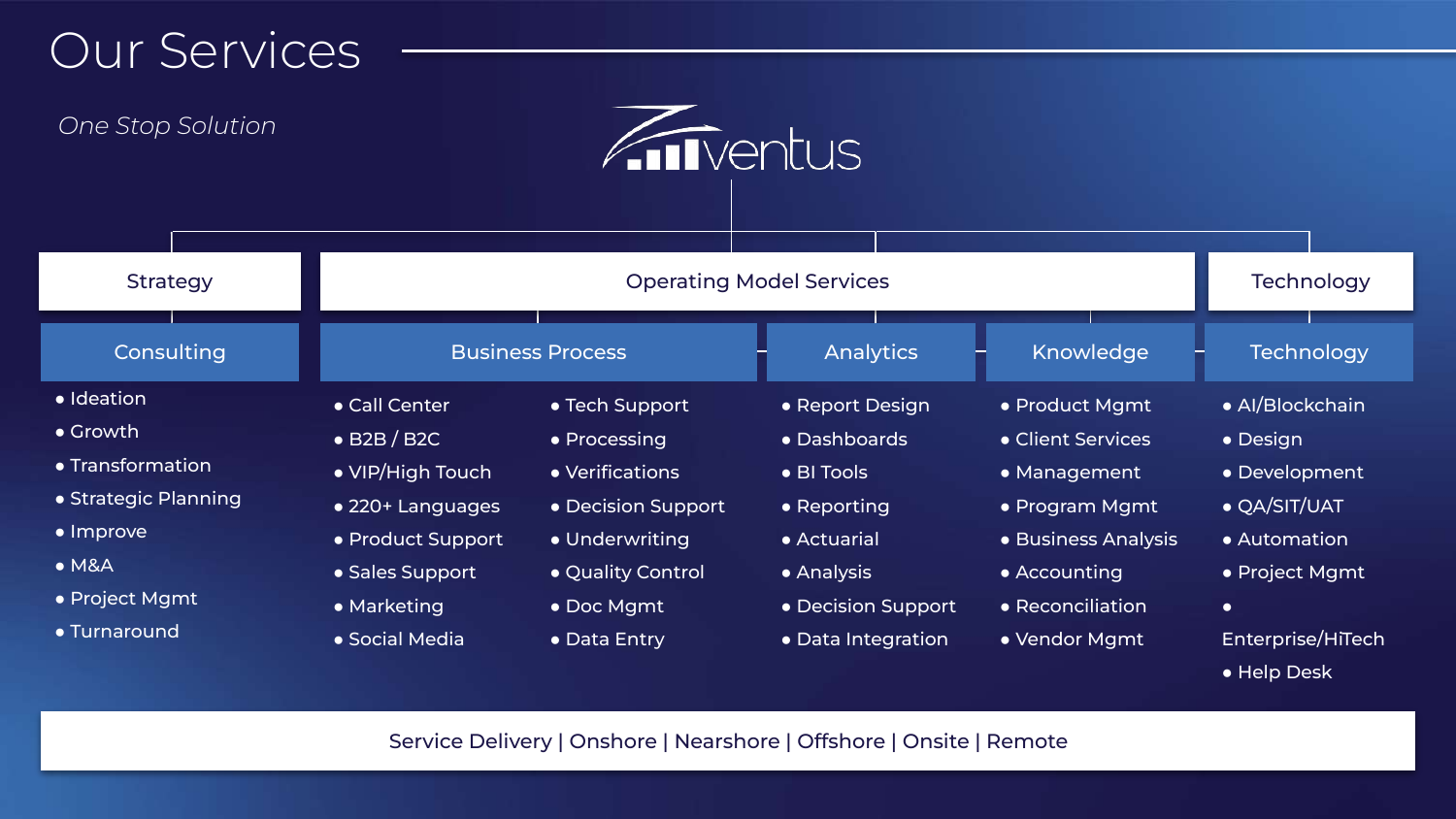# Our Services

*One Stop Solution*

ventus

## Strategy

### Consulting

- Ideation
- Growth
- Transformation
- Strategic Planning
- Improve
- M&A
- Project Mgmt
- Turnaround

## Operating Model Services

### Business Process

- Call Center
- B2B / B2C
- VIP/High Touch
- 220+ Languages
- Product Support
- Sales Support
- Marketing
- Social Media
- Tech Support
- Processing
- Verifications
- Decision Support
- Underwriting
- Quality Control
- Doc Mgmt
- Data Entry

### Analytics

- Report Design
- Dashboards
- BI Tools
- Reporting
- Actuarial
- Analysis
- Decision Support
- Data Integration

### Knowledge

- Product Mgmt
- Client Services
- Management
- Program Mgmt
- Business Analysis
- Accounting
- Reconciliation
- Vendor Mgmt

## Technology

### Technology

- AI/Blockchain
- Design
- Development
- QA/SIT/UAT
- Automation
- Project Mgmt
- Enterprise/HiTech
- Help Desk

Service Delivery | Onshore | Nearshore | Offshore | Onsite | Remote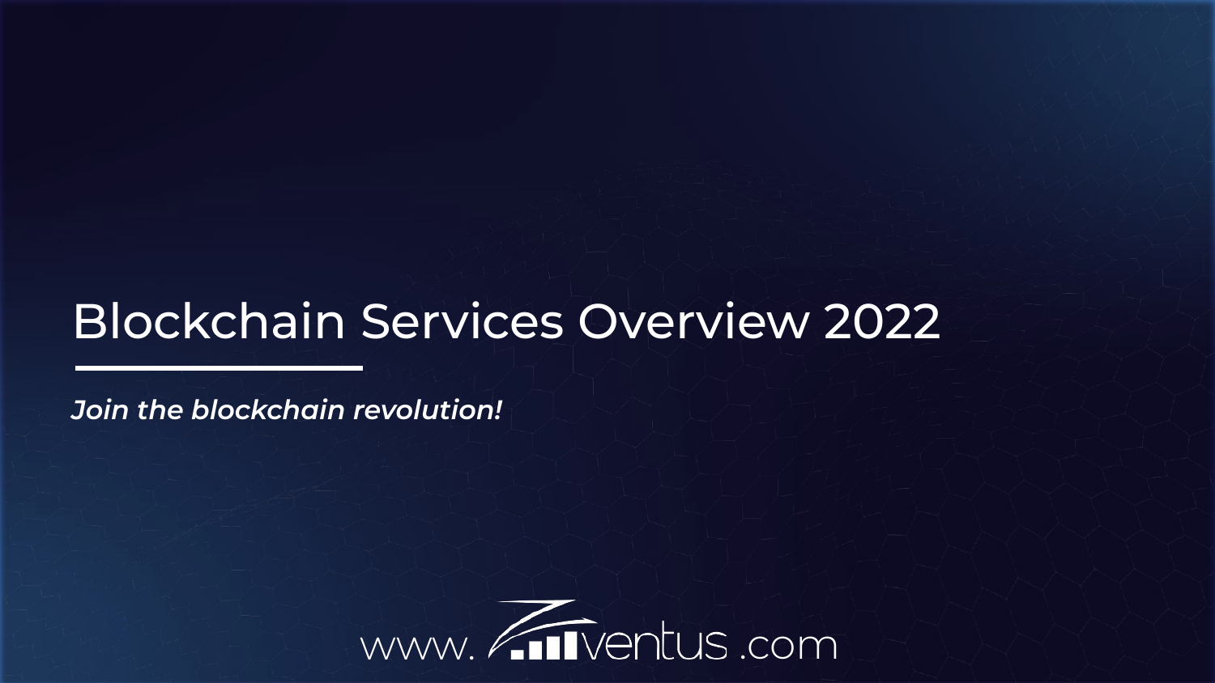# Blockchain Services Overview 2022

***Join the blockchain revolution!***

www. ventus .com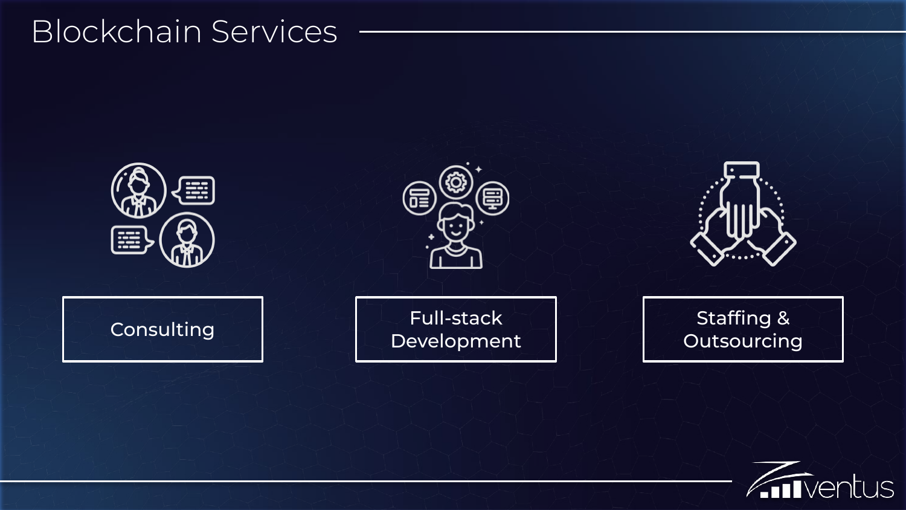# Blockchain Services

- Consulting
- Full-stack Development
- Staffing & Outsourcing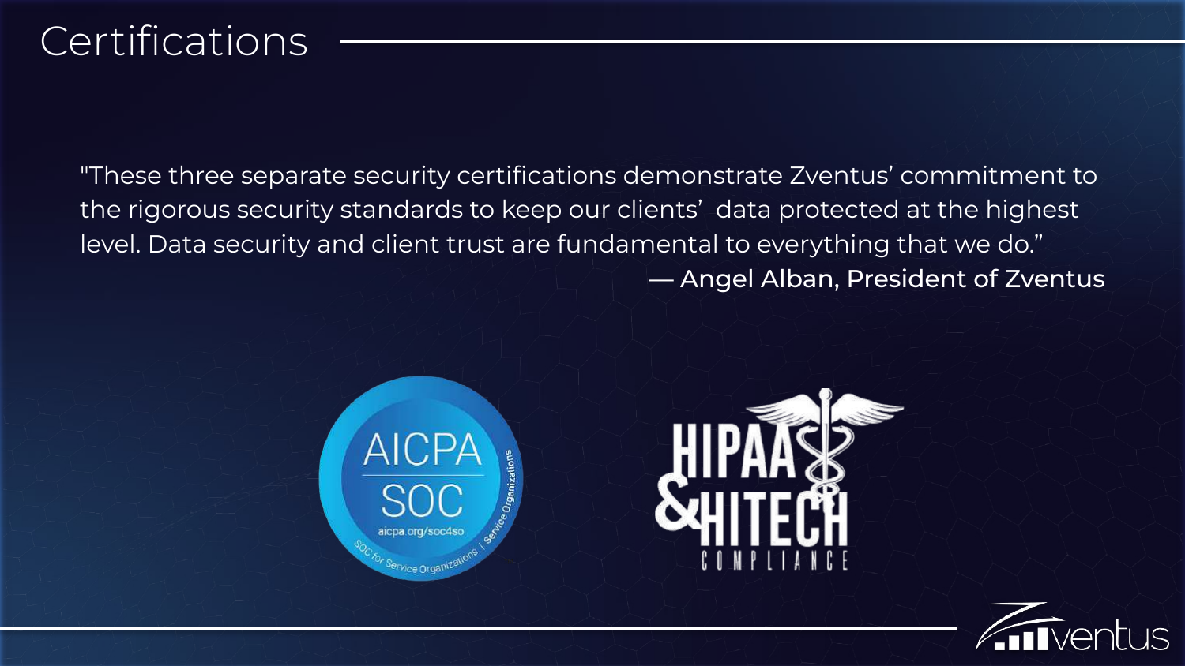# Certifications

"These three separate security certifications demonstrate Zventus' commitment to the rigorous security standards to keep our clients' data protected at the highest level. Data security and client trust are fundamental to everything that we do."

— Angel Alban, President of Zventus

AICPA SOC

aicpa.org/soc4so

SOC for Service Organizations | Service Organizations

HIPAA & HITECH COMPLIANCE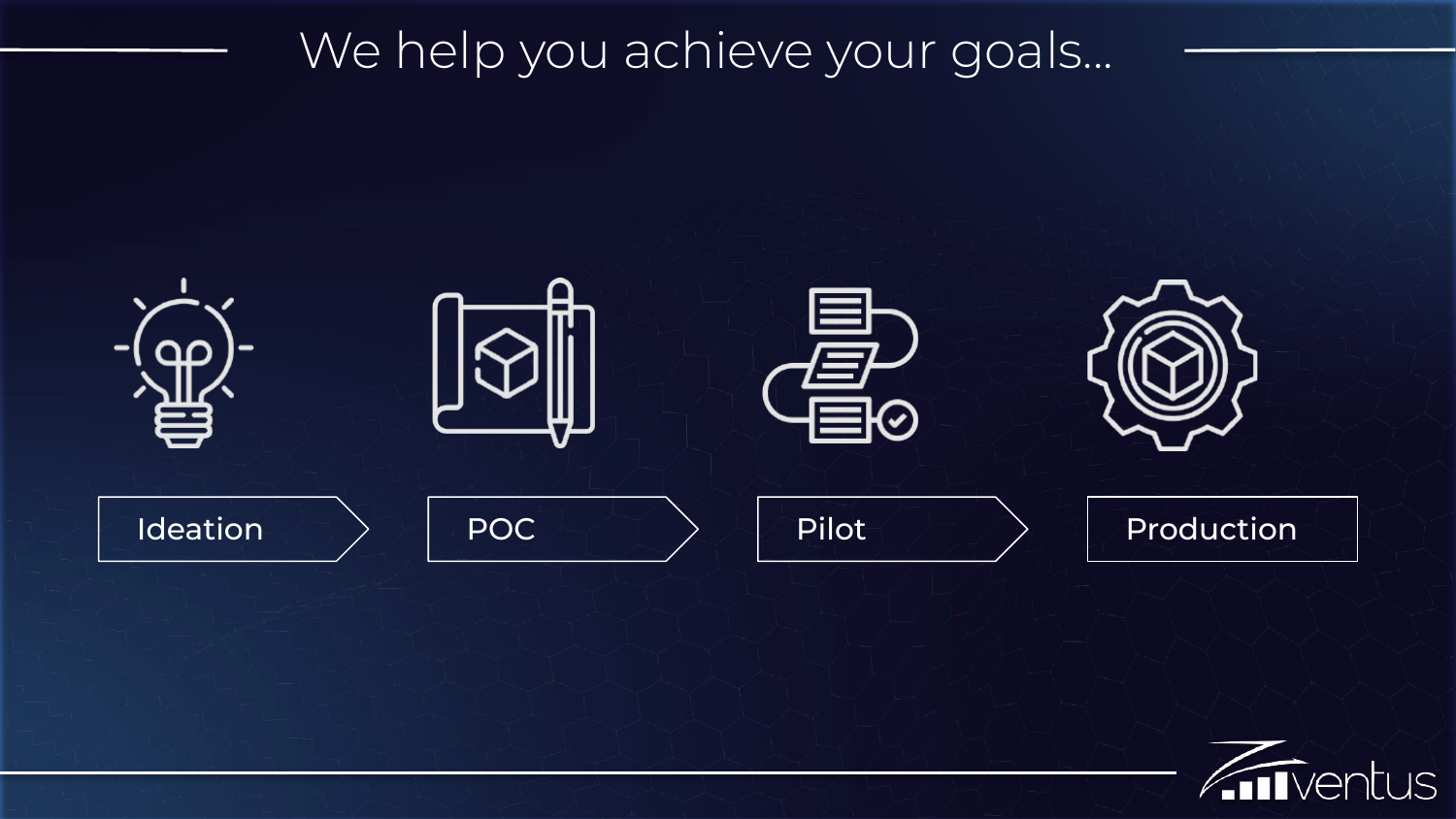# We help you achieve your goals...

Ideation → POC → Pilot → Production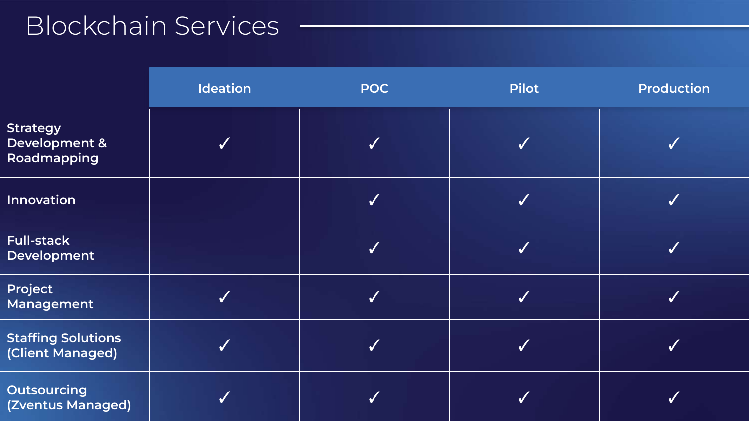# Blockchain Services

| | Ideation | POC | Pilot | Production |
|---|---|---|---|---|
| Strategy Development & Roadmapping | ✓ | ✓ | ✓ | ✓ |
| Innovation | | ✓ | ✓ | ✓ |
| Full-stack Development | | ✓ | ✓ | ✓ |
| Project Management | ✓ | ✓ | ✓ | ✓ |
| Staffing Solutions (Client Managed) | ✓ | ✓ | ✓ | ✓ |
| Outsourcing (Zventus Managed) | ✓ | ✓ | ✓ | ✓ |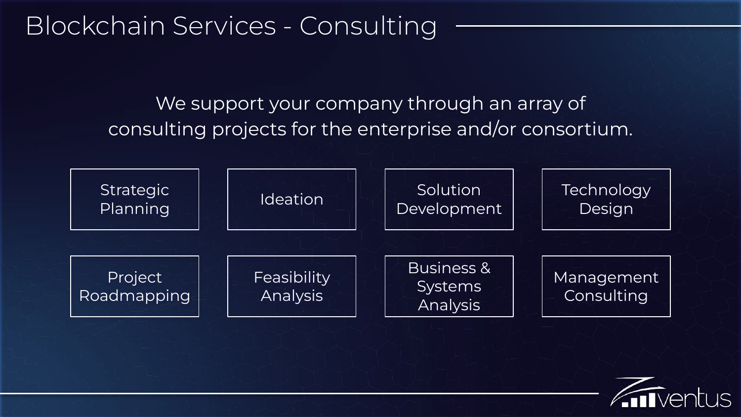# Blockchain Services - Consulting

We support your company through an array of consulting projects for the enterprise and/or consortium.

- Strategic Planning
- Ideation
- Solution Development
- Technology Design
- Project Roadmapping
- Feasibility Analysis
- Business & Systems Analysis
- Management Consulting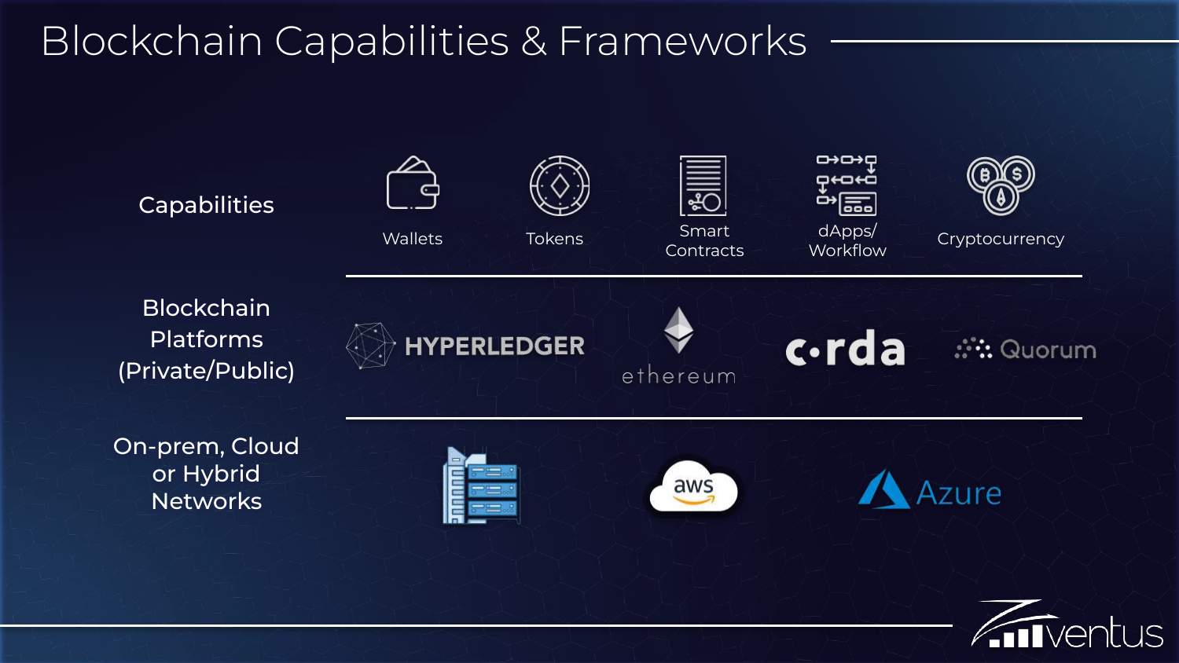# Blockchain Capabilities & Frameworks

| | | | | | |
|---|---|---|---|---|---|
| **Capabilities** | Wallets | Tokens | Smart Contracts | dApps/ Workflow | Cryptocurrency |
| **Blockchain Platforms (Private/Public)** | HYPERLEDGER | ethereum | corda | Quorum | |
| **On-prem, Cloud or Hybrid Networks** | | aws | Azure | | |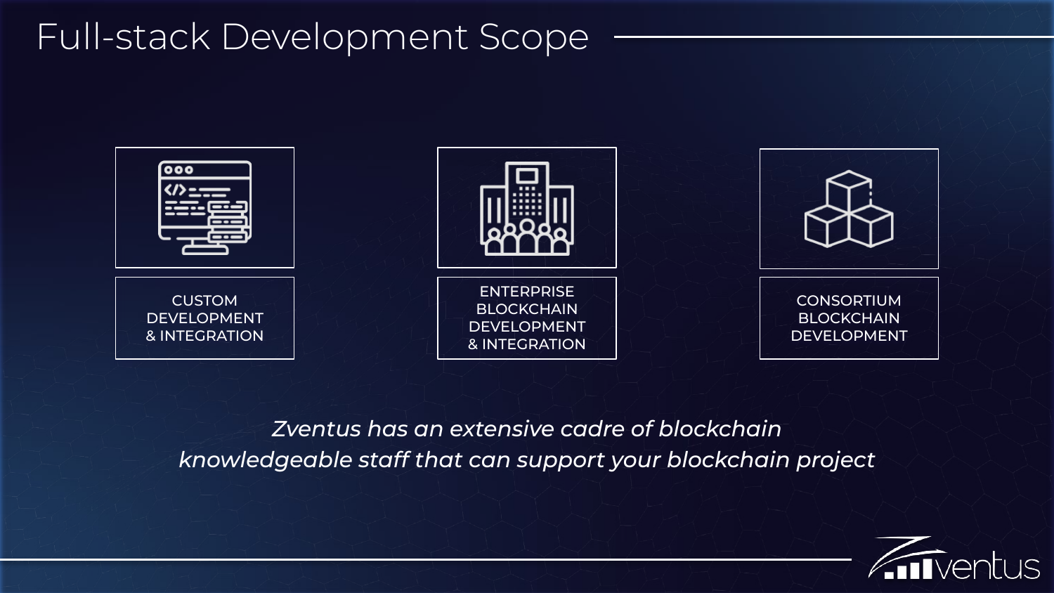# Full-stack Development Scope

CUSTOM DEVELOPMENT & INTEGRATION

ENTERPRISE BLOCKCHAIN DEVELOPMENT & INTEGRATION

CONSORTIUM BLOCKCHAIN DEVELOPMENT

*Zventus has an extensive cadre of blockchain knowledgeable staff that can support your blockchain project*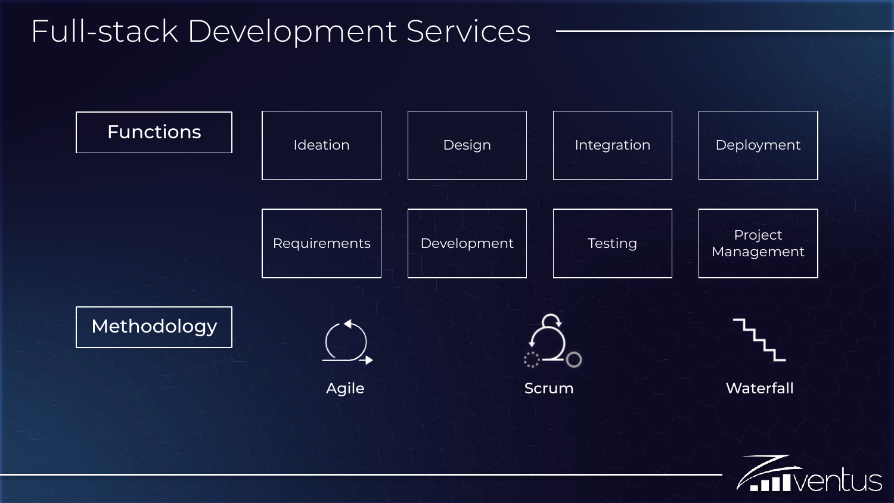# Full-stack Development Services

## Functions

- Ideation
- Design
- Integration
- Deployment
- Requirements
- Development
- Testing
- Project Management

## Methodology

- Agile
- Scrum
- Waterfall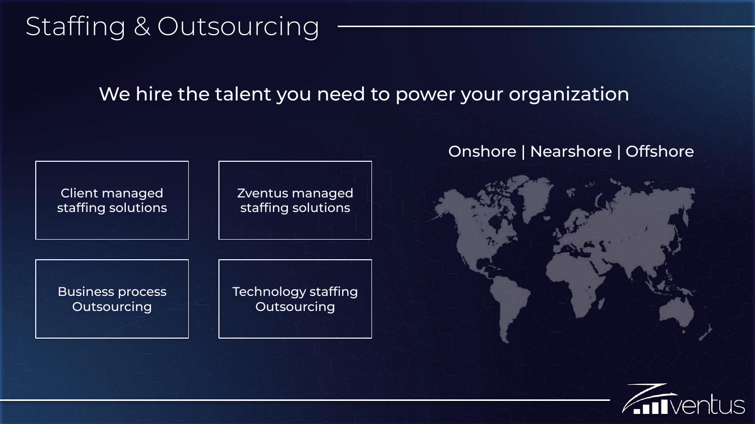# Staffing & Outsourcing

We hire the talent you need to power your organization

- Client managed staffing solutions
- Zventus managed staffing solutions
- Business process Outsourcing
- Technology staffing Outsourcing

Onshore | Nearshore | Offshore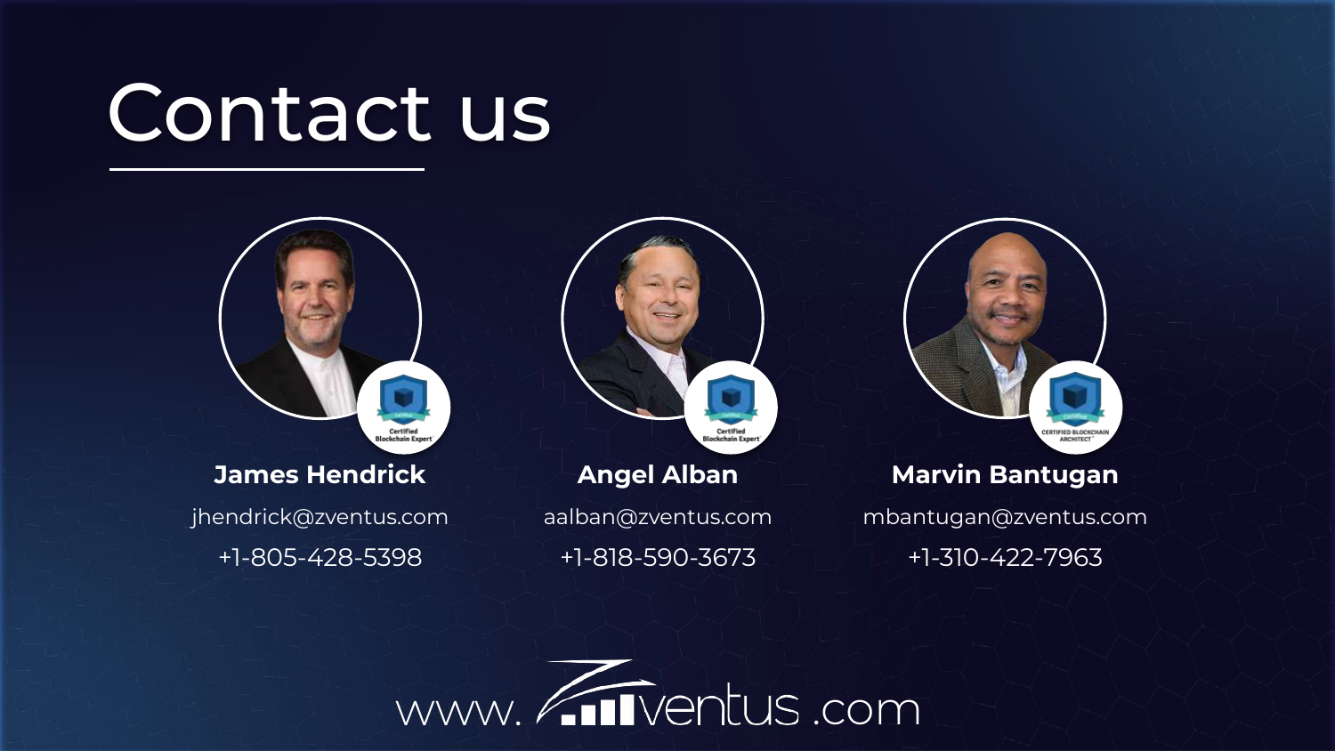# Contact us

**James Hendrick**

jhendrick@zventus.com

+1-805-428-5398

**Angel Alban**

aalban@zventus.com

+1-818-590-3673

**Marvin Bantugan**

mbantugan@zventus.com

+1-310-422-7963

www.zventus.com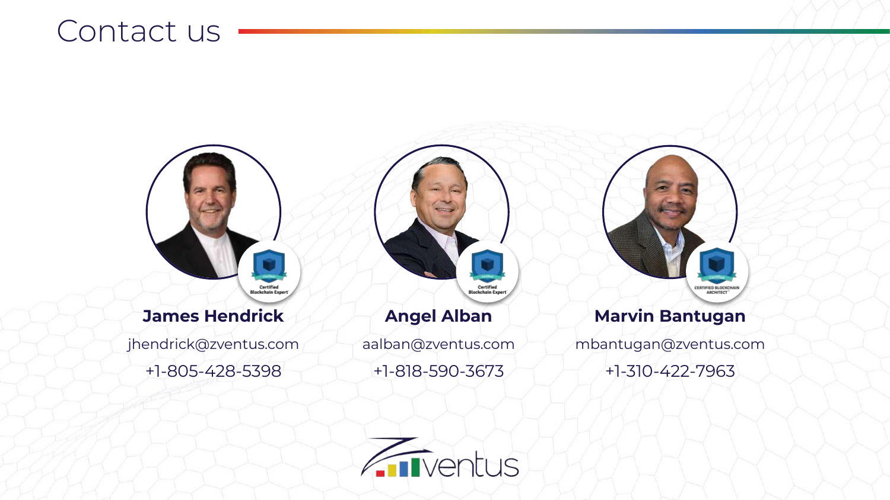# Contact us

**James Hendrick**

jhendrick@zventus.com

+1-805-428-5398

**Angel Alban**

aalban@zventus.com

+1-818-590-3673

**Marvin Bantugan**

mbantugan@zventus.com

+1-310-422-7963